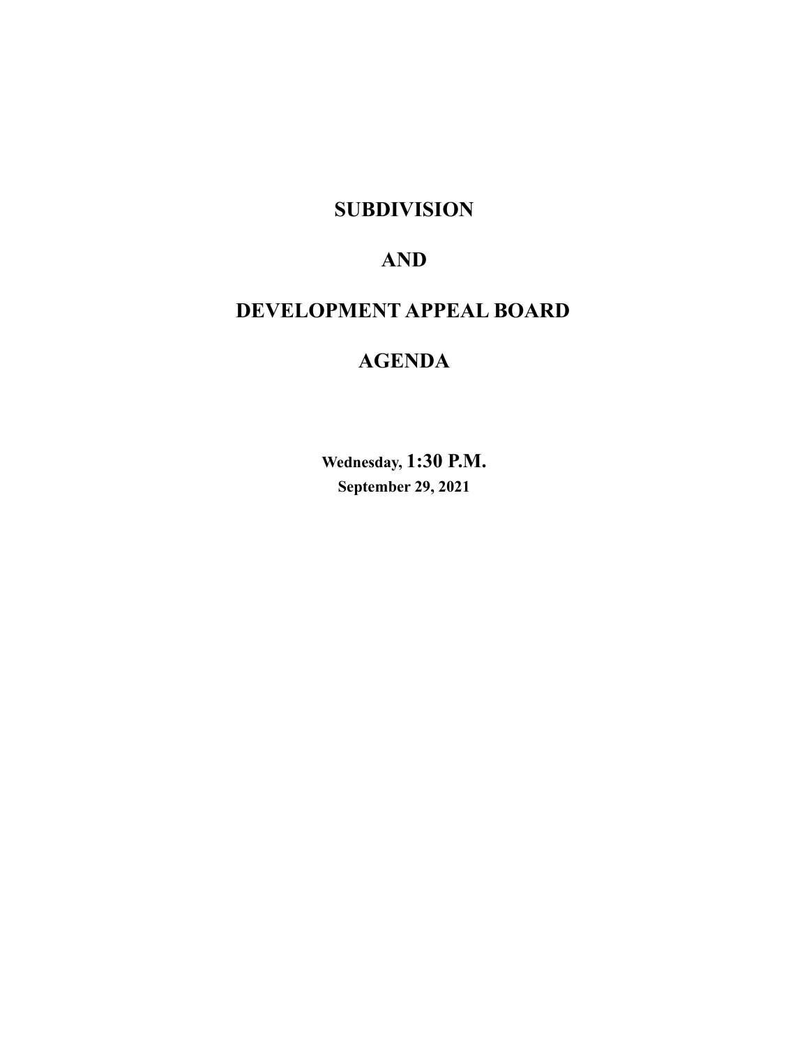# SUBDIVISION

# AND

# DEVELOPMENT APPEAL BOARD

# AGENDA

**Wednesday, 1:30 P.M.**
**September 29, 2021**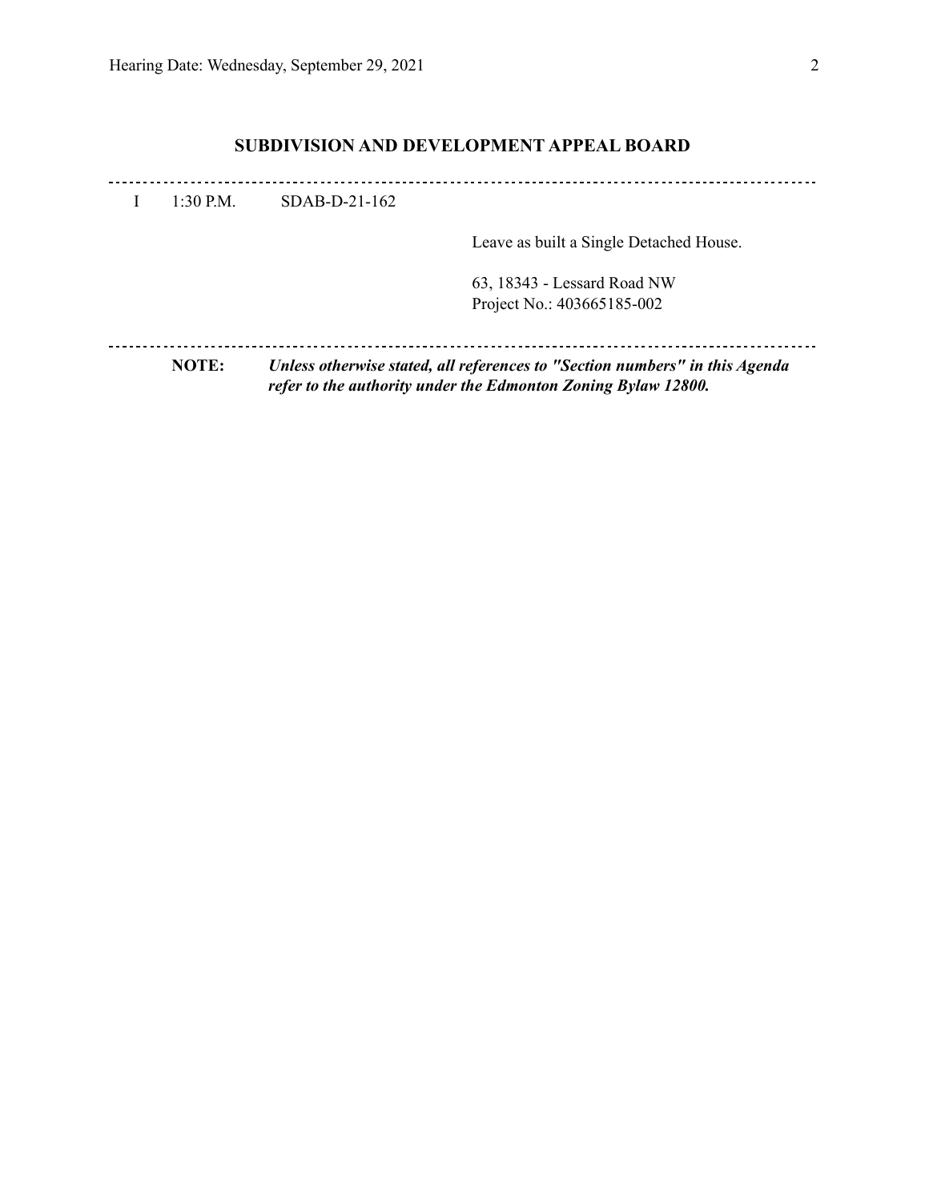## SUBDIVISION AND DEVELOPMENT APPEAL BOARD

---

I 1:30 P.M. SDAB-D-21-162

Leave as built a Single Detached House.

63, 18343 - Lessard Road NW
Project No.: 403665185-002

---

**NOTE:** ***Unless otherwise stated, all references to "Section numbers" in this Agenda refer to the authority under the Edmonton Zoning Bylaw 12800.***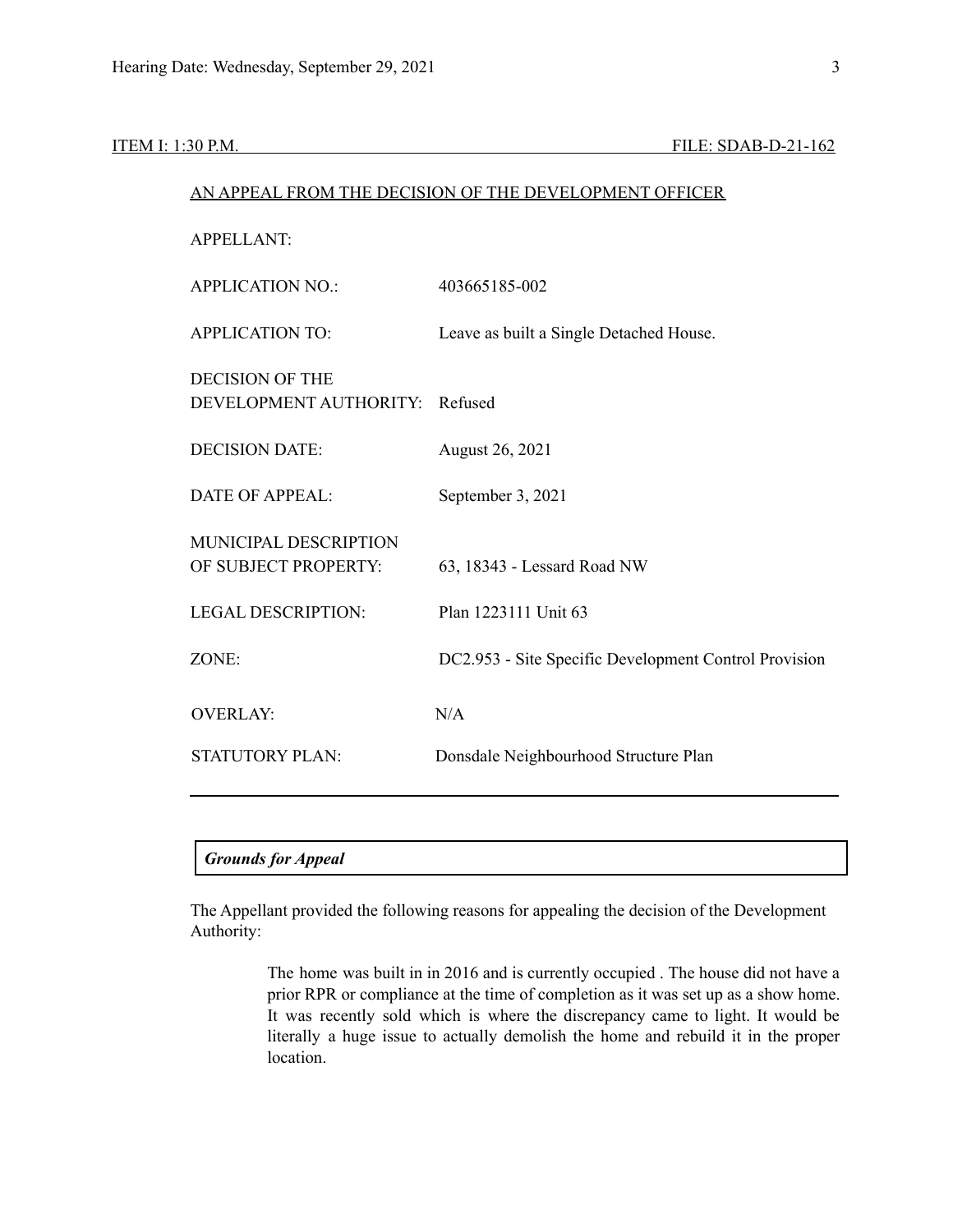ITEM I: 1:30 P.M. FILE: SDAB-D-21-162

AN APPEAL FROM THE DECISION OF THE DEVELOPMENT OFFICER

| | |
|---|---|
| APPELLANT: | |
| APPLICATION NO.: | 403665185-002 |
| APPLICATION TO: | Leave as built a Single Detached House. |
| DECISION OF THE DEVELOPMENT AUTHORITY: | Refused |
| DECISION DATE: | August 26, 2021 |
| DATE OF APPEAL: | September 3, 2021 |
| MUNICIPAL DESCRIPTION OF SUBJECT PROPERTY: | 63, 18343 - Lessard Road NW |
| LEGAL DESCRIPTION: | Plan 1223111 Unit 63 |
| ZONE: | DC2.953 - Site Specific Development Control Provision |
| OVERLAY: | N/A |
| STATUTORY PLAN: | Donsdale Neighbourhood Structure Plan |

***Grounds for Appeal***

The Appellant provided the following reasons for appealing the decision of the Development Authority:

> The home was built in in 2016 and is currently occupied . The house did not have a prior RPR or compliance at the time of completion as it was set up as a show home. It was recently sold which is where the discrepancy came to light. It would be literally a huge issue to actually demolish the home and rebuild it in the proper location.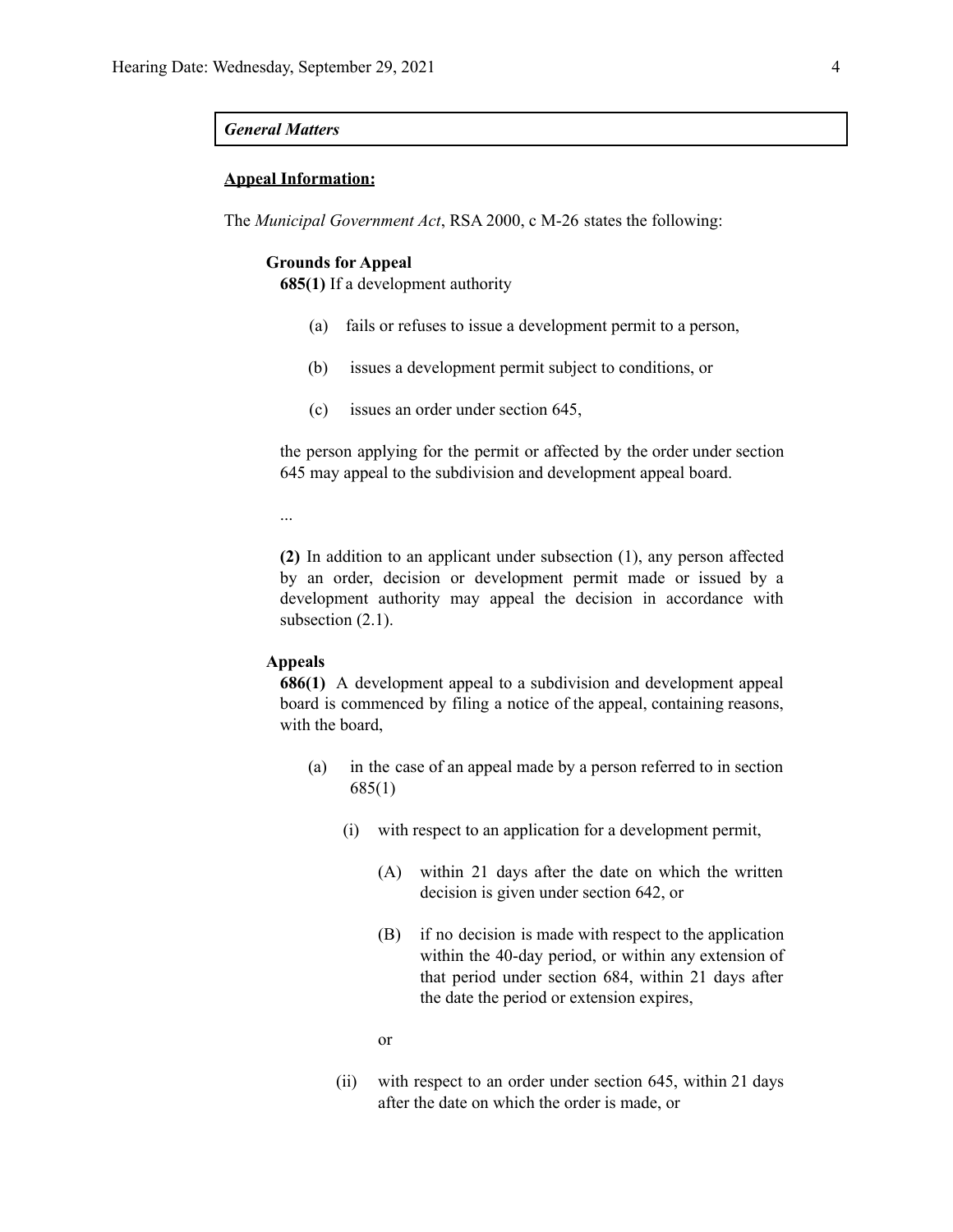***General Matters***

**<u>Appeal Information:</u>**

The *Municipal Government Act*, RSA 2000, c M-26 states the following:

**Grounds for Appeal**

**685(1)** If a development authority

(a) fails or refuses to issue a development permit to a person,

(b) issues a development permit subject to conditions, or

(c) issues an order under section 645,

the person applying for the permit or affected by the order under section 645 may appeal to the subdivision and development appeal board.

...

**(2)** In addition to an applicant under subsection (1), any person affected by an order, decision or development permit made or issued by a development authority may appeal the decision in accordance with subsection (2.1).

**Appeals**

**686(1)** A development appeal to a subdivision and development appeal board is commenced by filing a notice of the appeal, containing reasons, with the board,

(a) in the case of an appeal made by a person referred to in section 685(1)

(i) with respect to an application for a development permit,

(A) within 21 days after the date on which the written decision is given under section 642, or

(B) if no decision is made with respect to the application within the 40-day period, or within any extension of that period under section 684, within 21 days after the date the period or extension expires,

or

(ii) with respect to an order under section 645, within 21 days after the date on which the order is made, or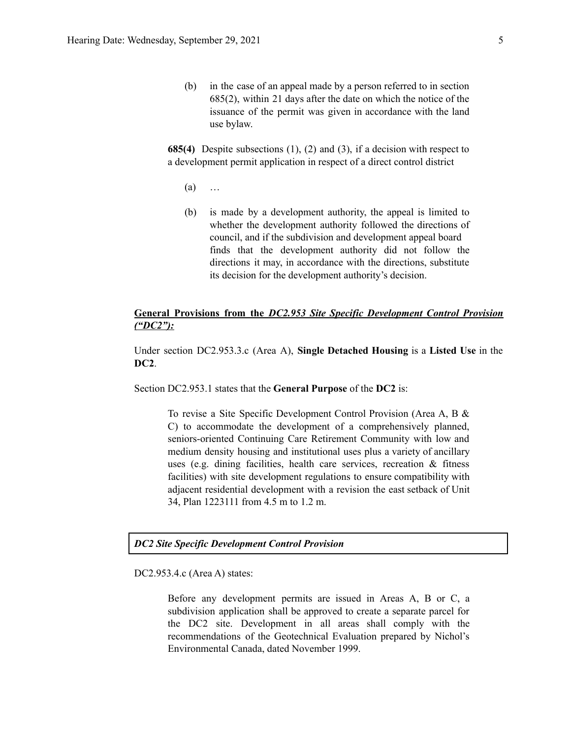(b) in the case of an appeal made by a person referred to in section 685(2), within 21 days after the date on which the notice of the issuance of the permit was given in accordance with the land use bylaw.

**685(4)** Despite subsections (1), (2) and (3), if a decision with respect to a development permit application in respect of a direct control district

(a) …

(b) is made by a development authority, the appeal is limited to whether the development authority followed the directions of council, and if the subdivision and development appeal board finds that the development authority did not follow the directions it may, in accordance with the directions, substitute its decision for the development authority's decision.

**General Provisions from the *DC2.953 Site Specific Development Control Provision ("DC2"):***

Under section DC2.953.3.c (Area A), **Single Detached Housing** is a **Listed Use** in the **DC2**.

Section DC2.953.1 states that the **General Purpose** of the **DC2** is:

> To revise a Site Specific Development Control Provision (Area A, B & C) to accommodate the development of a comprehensively planned, seniors-oriented Continuing Care Retirement Community with low and medium density housing and institutional uses plus a variety of ancillary uses (e.g. dining facilities, health care services, recreation & fitness facilities) with site development regulations to ensure compatibility with adjacent residential development with a revision the east setback of Unit 34, Plan 1223111 from 4.5 m to 1.2 m.

***DC2 Site Specific Development Control Provision***

DC2.953.4.c (Area A) states:

> Before any development permits are issued in Areas A, B or C, a subdivision application shall be approved to create a separate parcel for the DC2 site. Development in all areas shall comply with the recommendations of the Geotechnical Evaluation prepared by Nichol's Environmental Canada, dated November 1999.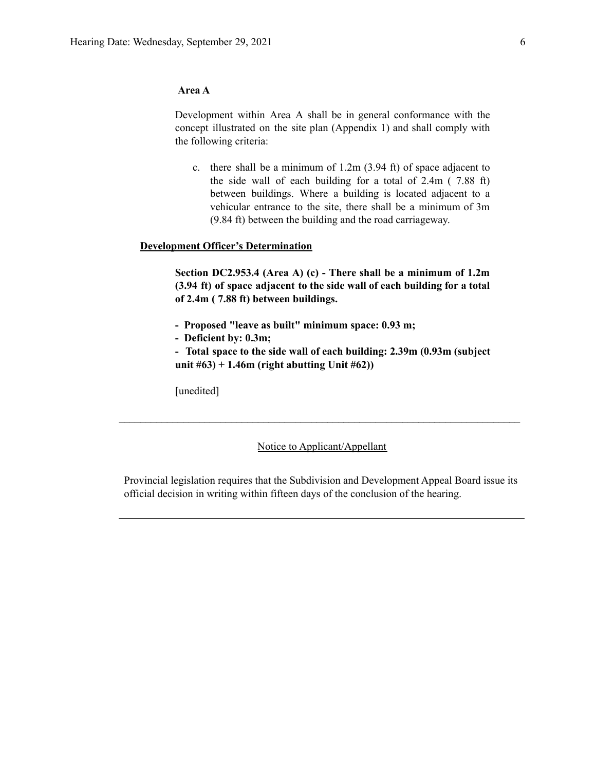**Area A**

Development within Area A shall be in general conformance with the concept illustrated on the site plan (Appendix 1) and shall comply with the following criteria:

c. there shall be a minimum of 1.2m (3.94 ft) of space adjacent to the side wall of each building for a total of 2.4m ( 7.88 ft) between buildings. Where a building is located adjacent to a vehicular entrance to the site, there shall be a minimum of 3m (9.84 ft) between the building and the road carriageway.

<u>**Development Officer's Determination**</u>

**Section DC2.953.4 (Area A) (c) - There shall be a minimum of 1.2m (3.94 ft) of space adjacent to the side wall of each building for a total of 2.4m ( 7.88 ft) between buildings.**

- **Proposed "leave as built" minimum space: 0.93 m;**
- **Deficient by: 0.3m;**
- **Total space to the side wall of each building: 2.39m (0.93m (subject unit #63) + 1.46m (right abutting Unit #62))**

[unedited]

---

<u>Notice to Applicant/Appellant</u>

Provincial legislation requires that the Subdivision and Development Appeal Board issue its official decision in writing within fifteen days of the conclusion of the hearing.

---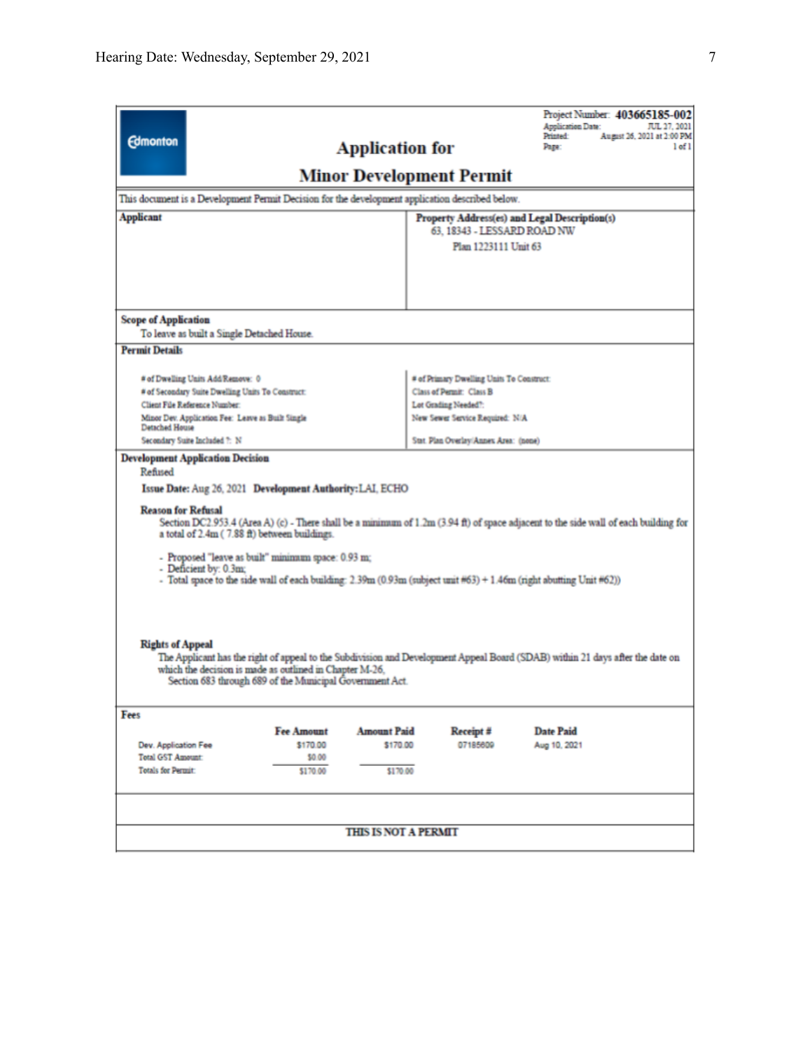Project Number: **403665185-002**
Application Date: JUL 27, 2021
Printed: August 26, 2021 at 2:00 PM
Page: 1 of 1

Edmonton

# Application for

# Minor Development Permit

This document is a Development Permit Decision for the development application described below.

| **Applicant** | **Property Address(es) and Legal Description(s)** |
|---|---|
| | 63, 18343 - LESSARD ROAD NW<br>Plan 1223111 Unit 63 |

**Scope of Application**

To leave as built a Single Detached House.

**Permit Details**

| | |
|---|---|
| # of Dwelling Units Add/Remove: 0 | # of Primary Dwelling Units To Construct: |
| # of Secondary Suite Dwelling Units To Construct: | Class of Permit: Class B |
| Client File Reference Number: | Lot Grading Needed?: |
| Minor Dev. Application Fee: Leave as Built Single Detached House | New Sewer Service Required: N/A |
| Secondary Suite Included ?: N | Stat. Plan Overlay/Annex Area: (none) |

**Development Application Decision**

Refused

**Issue Date:** Aug 26, 2021 **Development Authority:** LAI, ECHO

**Reason for Refusal**

Section DC2.953.4 (Area A) (c) - There shall be a minimum of 1.2m (3.94 ft) of space adjacent to the side wall of each building for a total of 2.4m ( 7.88 ft) between buildings.

- Proposed "leave as built" minimum space: 0.93 m;
- Deficient by: 0.3m;
- Total space to the side wall of each building: 2.39m (0.93m (subject unit #63) + 1.46m (right abutting Unit #62))

**Rights of Appeal**

The Applicant has the right of appeal to the Subdivision and Development Appeal Board (SDAB) within 21 days after the date on which the decision is made as outlined in Chapter M-26, Section 683 through 689 of the Municipal Government Act.

**Fees**

| | Fee Amount | Amount Paid | Receipt # | Date Paid |
|---|---|---|---|---|
| Dev. Application Fee | $170.00 | $170.00 | 07185609 | Aug 10, 2021 |
| Total GST Amount: | $0.00 | | | |
| Totals for Permit: | $170.00 | $170.00 | | |

**THIS IS NOT A PERMIT**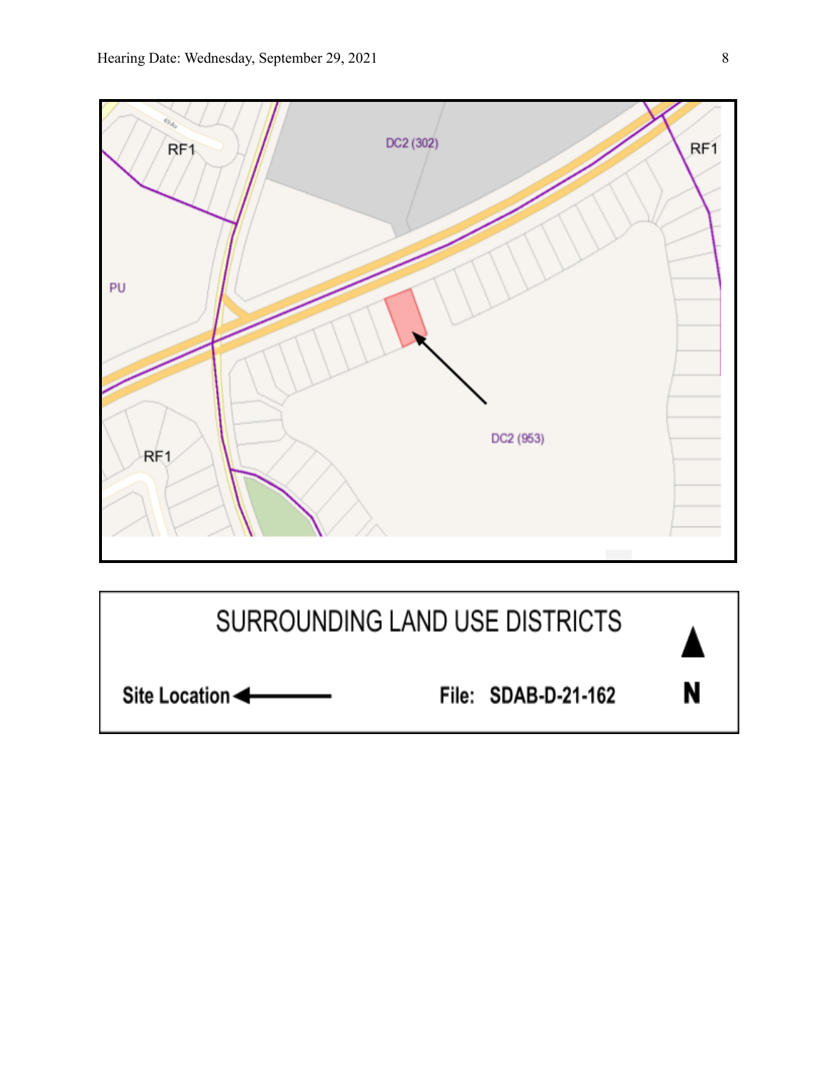RF1

DC2 (302)

RF1

PU

DC2 (953)

RF1

SURROUNDING LAND USE DISTRICTS

Site Location

File: SDAB-D-21-162

N